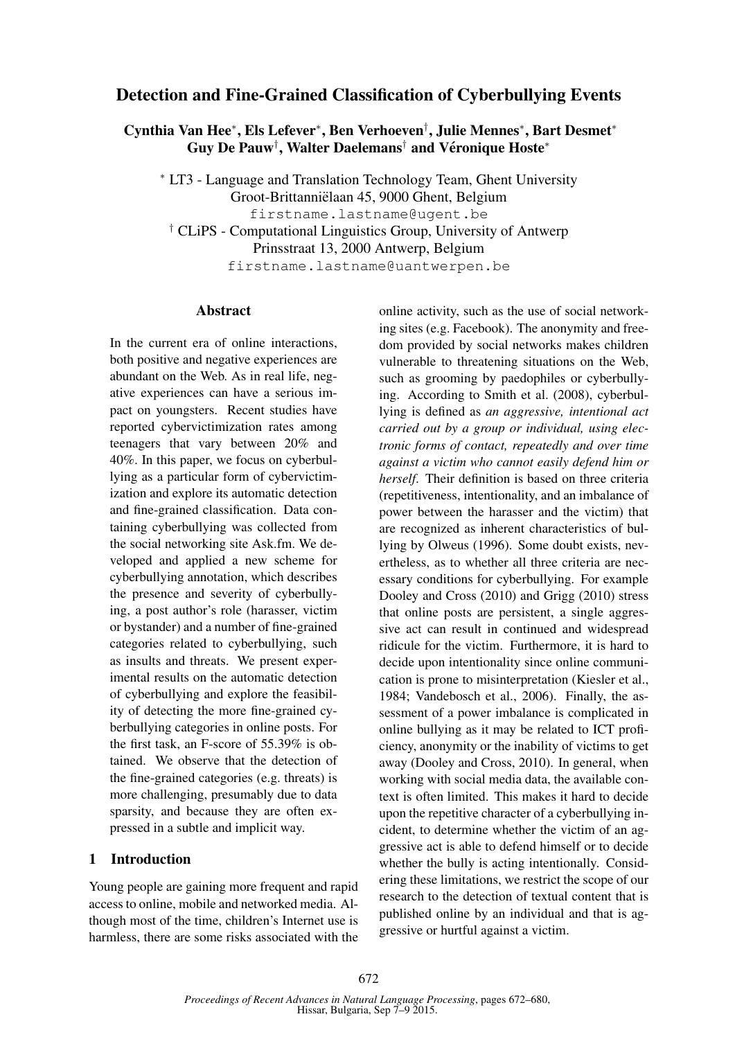# Detection and Fine-Grained Classification of Cyberbullying Events

**Cynthia Van Hee[*], Els Lefever[*], Ben Verhoeven[†], Julie Mennes[*], Bart Desmet[*]**
**Guy De Pauw[†], Walter Daelemans[†] and Véronique Hoste[*]**

[*] LT3 - Language and Translation Technology Team, Ghent University
Groot-Brittanniëlaan 45, 9000 Ghent, Belgium
firstname.lastname@ugent.be

[†] CLiPS - Computational Linguistics Group, University of Antwerp
Prinsstraat 13, 2000 Antwerp, Belgium
firstname.lastname@uantwerpen.be

## Abstract

In the current era of online interactions, both positive and negative experiences are abundant on the Web. As in real life, negative experiences can have a serious impact on youngsters. Recent studies have reported cybervictimization rates among teenagers that vary between 20% and 40%. In this paper, we focus on cyberbullying as a particular form of cybervictimization and explore its automatic detection and fine-grained classification. Data containing cyberbullying was collected from the social networking site Ask.fm. We developed and applied a new scheme for cyberbullying annotation, which describes the presence and severity of cyberbullying, a post author's role (harasser, victim or bystander) and a number of fine-grained categories related to cyberbullying, such as insults and threats. We present experimental results on the automatic detection of cyberbullying and explore the feasibility of detecting the more fine-grained cyberbullying categories in online posts. For the first task, an F-score of 55.39% is obtained. We observe that the detection of the fine-grained categories (e.g. threats) is more challenging, presumably due to data sparsity, and because they are often expressed in a subtle and implicit way.

## 1 Introduction

Young people are gaining more frequent and rapid access to online, mobile and networked media. Although most of the time, children's Internet use is harmless, there are some risks associated with the online activity, such as the use of social networking sites (e.g. Facebook). The anonymity and freedom provided by social networks makes children vulnerable to threatening situations on the Web, such as grooming by paedophiles or cyberbullying. According to Smith et al. (2008), cyberbullying is defined as *an aggressive, intentional act carried out by a group or individual, using electronic forms of contact, repeatedly and over time against a victim who cannot easily defend him or herself*. Their definition is based on three criteria (repetitiveness, intentionality, and an imbalance of power between the harasser and the victim) that are recognized as inherent characteristics of bullying by Olweus (1996). Some doubt exists, nevertheless, as to whether all three criteria are necessary conditions for cyberbullying. For example Dooley and Cross (2010) and Grigg (2010) stress that online posts are persistent, a single aggressive act can result in continued and widespread ridicule for the victim. Furthermore, it is hard to decide upon intentionality since online communication is prone to misinterpretation (Kiesler et al., 1984; Vandebosch et al., 2006). Finally, the assessment of a power imbalance is complicated in online bullying as it may be related to ICT proficiency, anonymity or the inability of victims to get away (Dooley and Cross, 2010). In general, when working with social media data, the available context is often limited. This makes it hard to decide upon the repetitive character of a cyberbullying incident, to determine whether the victim of an aggressive act is able to defend himself or to decide whether the bully is acting intentionally. Considering these limitations, we restrict the scope of our research to the detection of textual content that is published online by an individual and that is aggressive or hurtful against a victim.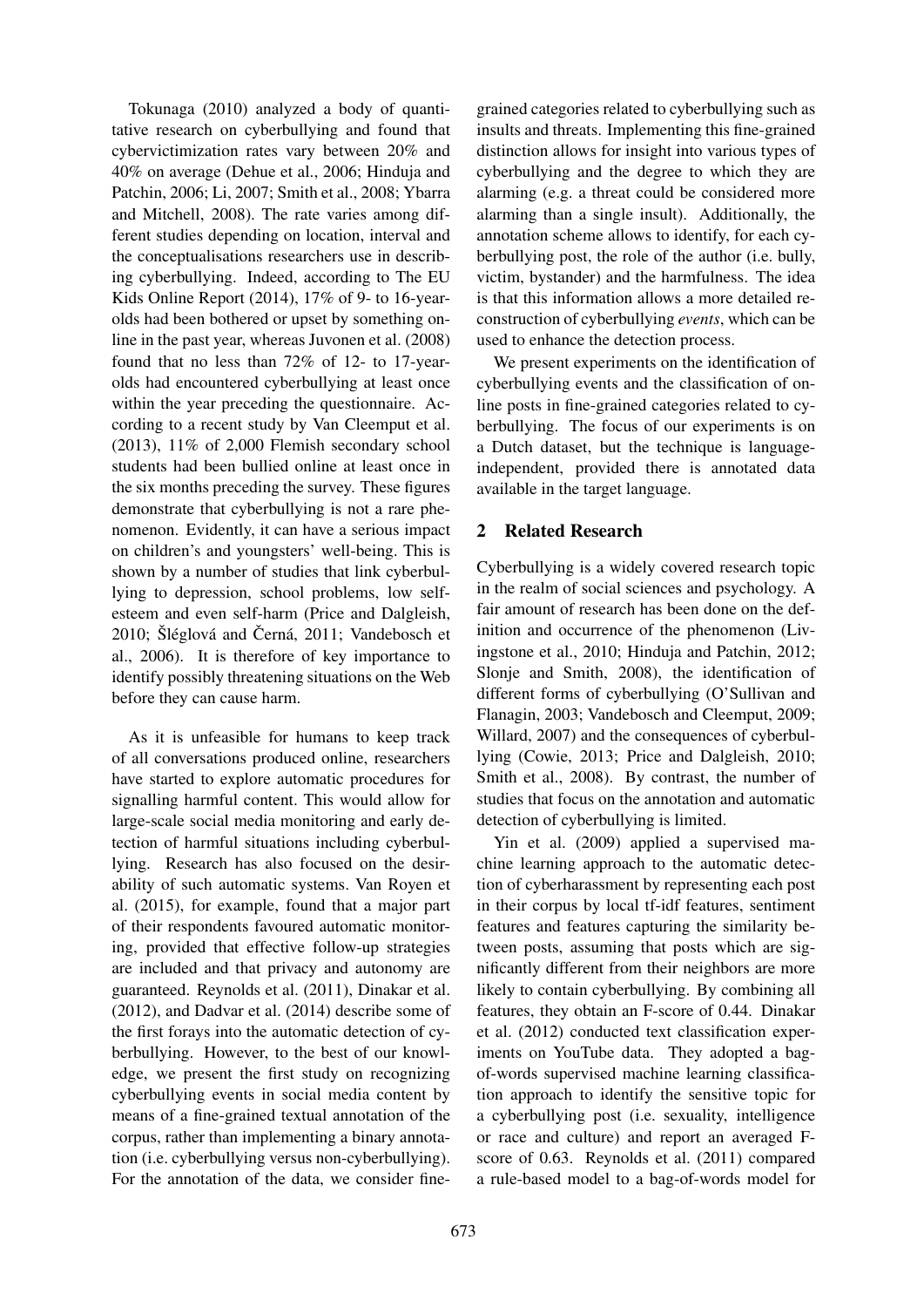Tokunaga (2010) analyzed a body of quantitative research on cyberbullying and found that cybervictimization rates vary between 20% and 40% on average (Dehue et al., 2006; Hinduja and Patchin, 2006; Li, 2007; Smith et al., 2008; Ybarra and Mitchell, 2008). The rate varies among different studies depending on location, interval and the conceptualisations researchers use in describing cyberbullying. Indeed, according to The EU Kids Online Report (2014), 17% of 9- to 16-year-olds had been bothered or upset by something online in the past year, whereas Juvonen et al. (2008) found that no less than 72% of 12- to 17-year-olds had encountered cyberbullying at least once within the year preceding the questionnaire. According to a recent study by Van Cleemput et al. (2013), 11% of 2,000 Flemish secondary school students had been bullied online at least once in the six months preceding the survey. These figures demonstrate that cyberbullying is not a rare phenomenon. Evidently, it can have a serious impact on children's and youngsters' well-being. This is shown by a number of studies that link cyberbullying to depression, school problems, low self-esteem and even self-harm (Price and Dalgleish, 2010; Šléglová and Černá, 2011; Vandebosch et al., 2006). It is therefore of key importance to identify possibly threatening situations on the Web before they can cause harm.

As it is unfeasible for humans to keep track of all conversations produced online, researchers have started to explore automatic procedures for signalling harmful content. This would allow for large-scale social media monitoring and early detection of harmful situations including cyberbullying. Research has also focused on the desirability of such automatic systems. Van Royen et al. (2015), for example, found that a major part of their respondents favoured automatic monitoring, provided that effective follow-up strategies are included and that privacy and autonomy are guaranteed. Reynolds et al. (2011), Dinakar et al. (2012), and Dadvar et al. (2014) describe some of the first forays into the automatic detection of cyberbullying. However, to the best of our knowledge, we present the first study on recognizing cyberbullying events in social media content by means of a fine-grained textual annotation of the corpus, rather than implementing a binary annotation (i.e. cyberbullying versus non-cyberbullying). For the annotation of the data, we consider fine-grained categories related to cyberbullying such as insults and threats. Implementing this fine-grained distinction allows for insight into various types of cyberbullying and the degree to which they are alarming (e.g. a threat could be considered more alarming than a single insult). Additionally, the annotation scheme allows to identify, for each cyberbullying post, the role of the author (i.e. bully, victim, bystander) and the harmfulness. The idea is that this information allows a more detailed reconstruction of cyberbullying *events*, which can be used to enhance the detection process.

We present experiments on the identification of cyberbullying events and the classification of online posts in fine-grained categories related to cyberbullying. The focus of our experiments is on a Dutch dataset, but the technique is language-independent, provided there is annotated data available in the target language.

## 2 Related Research

Cyberbullying is a widely covered research topic in the realm of social sciences and psychology. A fair amount of research has been done on the definition and occurrence of the phenomenon (Livingstone et al., 2010; Hinduja and Patchin, 2012; Slonje and Smith, 2008), the identification of different forms of cyberbullying (O'Sullivan and Flanagin, 2003; Vandebosch and Cleemput, 2009; Willard, 2007) and the consequences of cyberbullying (Cowie, 2013; Price and Dalgleish, 2010; Smith et al., 2008). By contrast, the number of studies that focus on the annotation and automatic detection of cyberbullying is limited.

Yin et al. (2009) applied a supervised machine learning approach to the automatic detection of cyberharassment by representing each post in their corpus by local tf-idf features, sentiment features and features capturing the similarity between posts, assuming that posts which are significantly different from their neighbors are more likely to contain cyberbullying. By combining all features, they obtain an F-score of 0.44. Dinakar et al. (2012) conducted text classification experiments on YouTube data. They adopted a bag-of-words supervised machine learning classification approach to identify the sensitive topic for a cyberbullying post (i.e. sexuality, intelligence or race and culture) and report an averaged F-score of 0.63. Reynolds et al. (2011) compared a rule-based model to a bag-of-words model for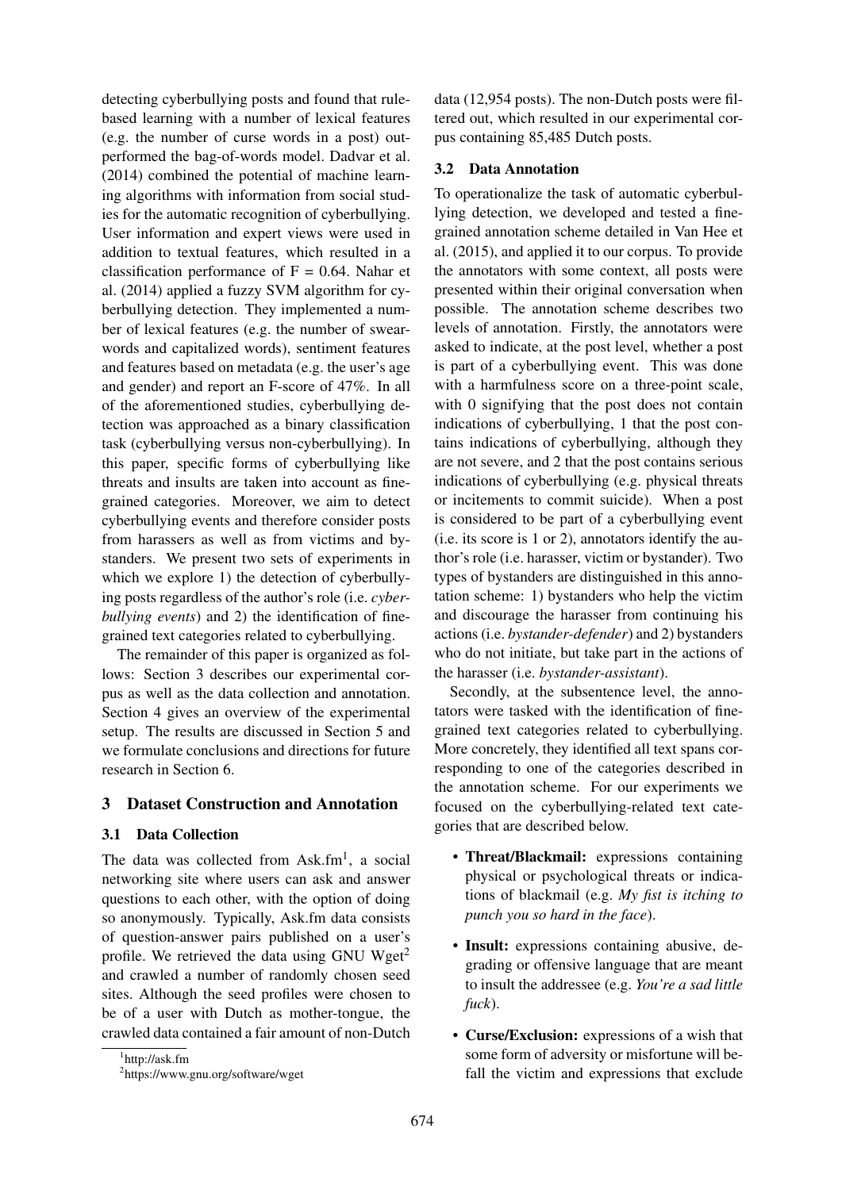detecting cyberbullying posts and found that rule-based learning with a number of lexical features (e.g. the number of curse words in a post) outperformed the bag-of-words model. Dadvar et al. (2014) combined the potential of machine learning algorithms with information from social studies for the automatic recognition of cyberbullying. User information and expert views were used in addition to textual features, which resulted in a classification performance of F = 0.64. Nahar et al. (2014) applied a fuzzy SVM algorithm for cyberbullying detection. They implemented a number of lexical features (e.g. the number of swearwords and capitalized words), sentiment features and features based on metadata (e.g. the user's age and gender) and report an F-score of 47%. In all of the aforementioned studies, cyberbullying detection was approached as a binary classification task (cyberbullying versus non-cyberbullying). In this paper, specific forms of cyberbullying like threats and insults are taken into account as fine-grained categories. Moreover, we aim to detect cyberbullying events and therefore consider posts from harassers as well as from victims and bystanders. We present two sets of experiments in which we explore 1) the detection of cyberbullying posts regardless of the author's role (i.e. *cyberbullying events*) and 2) the identification of fine-grained text categories related to cyberbullying.

The remainder of this paper is organized as follows: Section 3 describes our experimental corpus as well as the data collection and annotation. Section 4 gives an overview of the experimental setup. The results are discussed in Section 5 and we formulate conclusions and directions for future research in Section 6.

## 3 Dataset Construction and Annotation

### 3.1 Data Collection

The data was collected from Ask.fm[1], a social networking site where users can ask and answer questions to each other, with the option of doing so anonymously. Typically, Ask.fm data consists of question-answer pairs published on a user's profile. We retrieved the data using GNU Wget[2] and crawled a number of randomly chosen seed sites. Although the seed profiles were chosen to be of a user with Dutch as mother-tongue, the crawled data contained a fair amount of non-Dutch data (12,954 posts). The non-Dutch posts were filtered out, which resulted in our experimental corpus containing 85,485 Dutch posts.

[1] http://ask.fm

[2] https://www.gnu.org/software/wget

### 3.2 Data Annotation

To operationalize the task of automatic cyberbullying detection, we developed and tested a fine-grained annotation scheme detailed in Van Hee et al. (2015), and applied it to our corpus. To provide the annotators with some context, all posts were presented within their original conversation when possible. The annotation scheme describes two levels of annotation. Firstly, the annotators were asked to indicate, at the post level, whether a post is part of a cyberbullying event. This was done with a harmfulness score on a three-point scale, with 0 signifying that the post does not contain indications of cyberbullying, 1 that the post contains indications of cyberbullying, although they are not severe, and 2 that the post contains serious indications of cyberbullying (e.g. physical threats or incitements to commit suicide). When a post is considered to be part of a cyberbullying event (i.e. its score is 1 or 2), annotators identify the author's role (i.e. harasser, victim or bystander). Two types of bystanders are distinguished in this annotation scheme: 1) bystanders who help the victim and discourage the harasser from continuing his actions (i.e. *bystander-defender*) and 2) bystanders who do not initiate, but take part in the actions of the harasser (i.e. *bystander-assistant*).

Secondly, at the subsentence level, the annotators were tasked with the identification of fine-grained text categories related to cyberbullying. More concretely, they identified all text spans corresponding to one of the categories described in the annotation scheme. For our experiments we focused on the cyberbullying-related text categories that are described below.

- **Threat/Blackmail:** expressions containing physical or psychological threats or indications of blackmail (e.g. *My fist is itching to punch you so hard in the face*).
- **Insult:** expressions containing abusive, degrading or offensive language that are meant to insult the addressee (e.g. *You're a sad little fuck*).
- **Curse/Exclusion:** expressions of a wish that some form of adversity or misfortune will befall the victim and expressions that exclude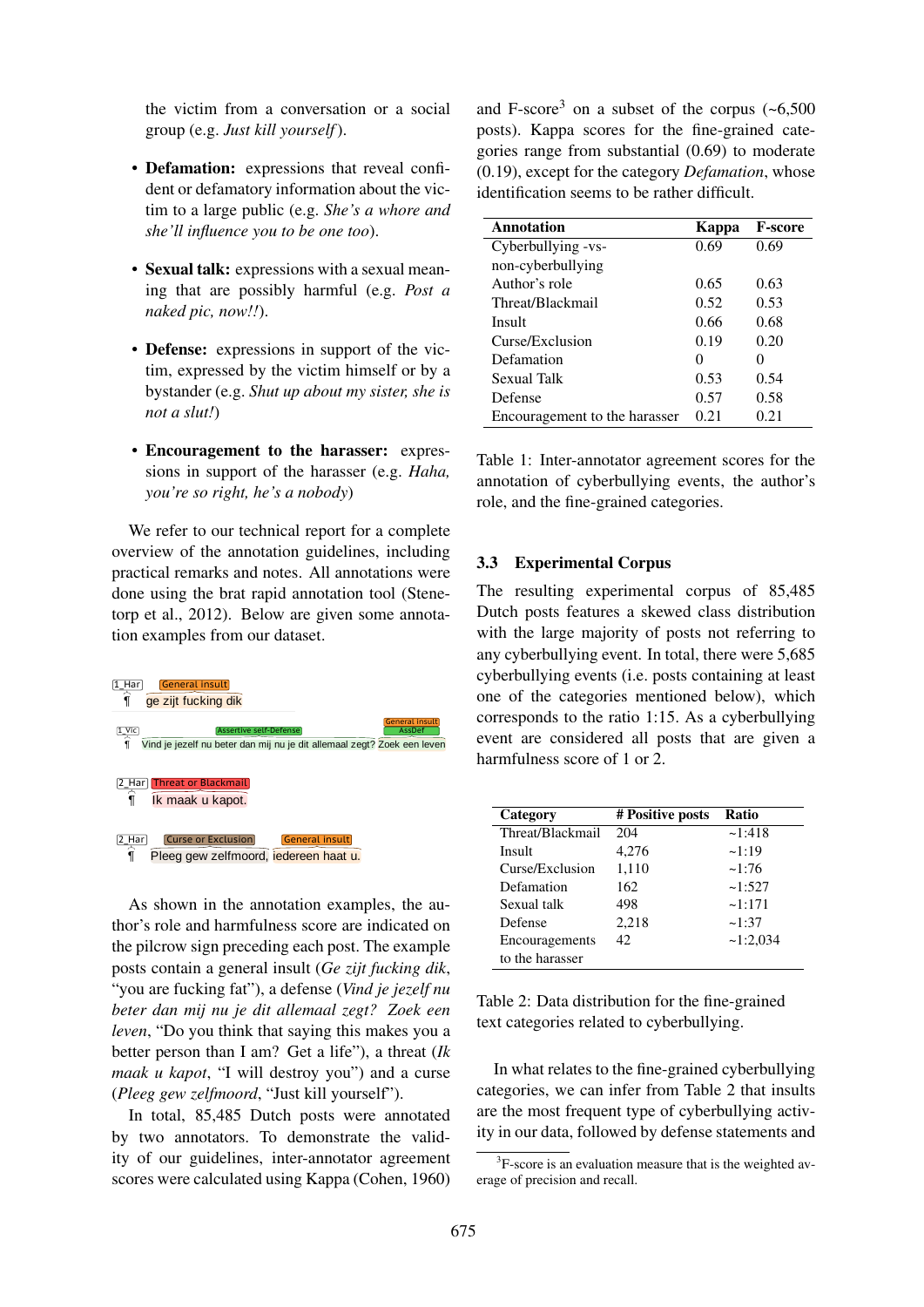the victim from a conversation or a social group (e.g. *Just kill yourself*).

- **Defamation:** expressions that reveal confident or defamatory information about the victim to a large public (e.g. *She's a whore and she'll influence you to be one too*).
- **Sexual talk:** expressions with a sexual meaning that are possibly harmful (e.g. *Post a naked pic, now!!*).
- **Defense:** expressions in support of the victim, expressed by the victim himself or by a bystander (e.g. *Shut up about my sister, she is not a slut!*)
- **Encouragement to the harasser:** expressions in support of the harasser (e.g. *Haha, you're so right, he's a nobody*)

We refer to our technical report for a complete overview of the annotation guidelines, including practical remarks and notes. All annotations were done using the brat rapid annotation tool (Stenetorp et al., 2012). Below are given some annotation examples from our dataset.

1_Har ¶ ge zijt fucking dik [General insult]

1_Vic ¶ Vind je jezelf nu beter dan mij nu je dit allemaal zegt? Zoek een leven [Assertive self-Defense] [General insult] [AssDef]

2_Har ¶ Ik maak u kapot. [Threat or Blackmail]

2_Har ¶ Pleeg gew zelfmoord, iedereen haat u. [Curse or Exclusion] [General insult]

As shown in the annotation examples, the author's role and harmfulness score are indicated on the pilcrow sign preceding each post. The example posts contain a general insult (*Ge zijt fucking dik*, "you are fucking fat"), a defense (*Vind je jezelf nu beter dan mij nu je dit allemaal zegt? Zoek een leven*, "Do you think that saying this makes you a better person than I am? Get a life"), a threat (*Ik maak u kapot*, "I will destroy you") and a curse (*Pleeg gew zelfmoord*, "Just kill yourself").

In total, 85,485 Dutch posts were annotated by two annotators. To demonstrate the validity of our guidelines, inter-annotator agreement scores were calculated using Kappa (Cohen, 1960) and F-score[3] on a subset of the corpus (~6,500 posts). Kappa scores for the fine-grained categories range from substantial (0.69) to moderate (0.19), except for the category *Defamation*, whose identification seems to be rather difficult.

| Annotation | Kappa | F-score |
|---|---|---|
| Cyberbullying -vs- non-cyberbullying | 0.69 | 0.69 |
| Author's role | 0.65 | 0.63 |
| Threat/Blackmail | 0.52 | 0.53 |
| Insult | 0.66 | 0.68 |
| Curse/Exclusion | 0.19 | 0.20 |
| Defamation | 0 | 0 |
| Sexual Talk | 0.53 | 0.54 |
| Defense | 0.57 | 0.58 |
| Encouragement to the harasser | 0.21 | 0.21 |

Table 1: Inter-annotator agreement scores for the annotation of cyberbullying events, the author's role, and the fine-grained categories.

### 3.3 Experimental Corpus

The resulting experimental corpus of 85,485 Dutch posts features a skewed class distribution with the large majority of posts not referring to any cyberbullying event. In total, there were 5,685 cyberbullying events (i.e. posts containing at least one of the categories mentioned below), which corresponds to the ratio 1:15. As a cyberbullying event are considered all posts that are given a harmfulness score of 1 or 2.

| Category | # Positive posts | Ratio |
|---|---|---|
| Threat/Blackmail | 204 | ~1:418 |
| Insult | 4,276 | ~1:19 |
| Curse/Exclusion | 1,110 | ~1:76 |
| Defamation | 162 | ~1:527 |
| Sexual talk | 498 | ~1:171 |
| Defense | 2,218 | ~1:37 |
| Encouragements to the harasser | 42 | ~1:2,034 |

Table 2: Data distribution for the fine-grained text categories related to cyberbullying.

In what relates to the fine-grained cyberbullying categories, we can infer from Table 2 that insults are the most frequent type of cyberbullying activity in our data, followed by defense statements and

[3] F-score is an evaluation measure that is the weighted average of precision and recall.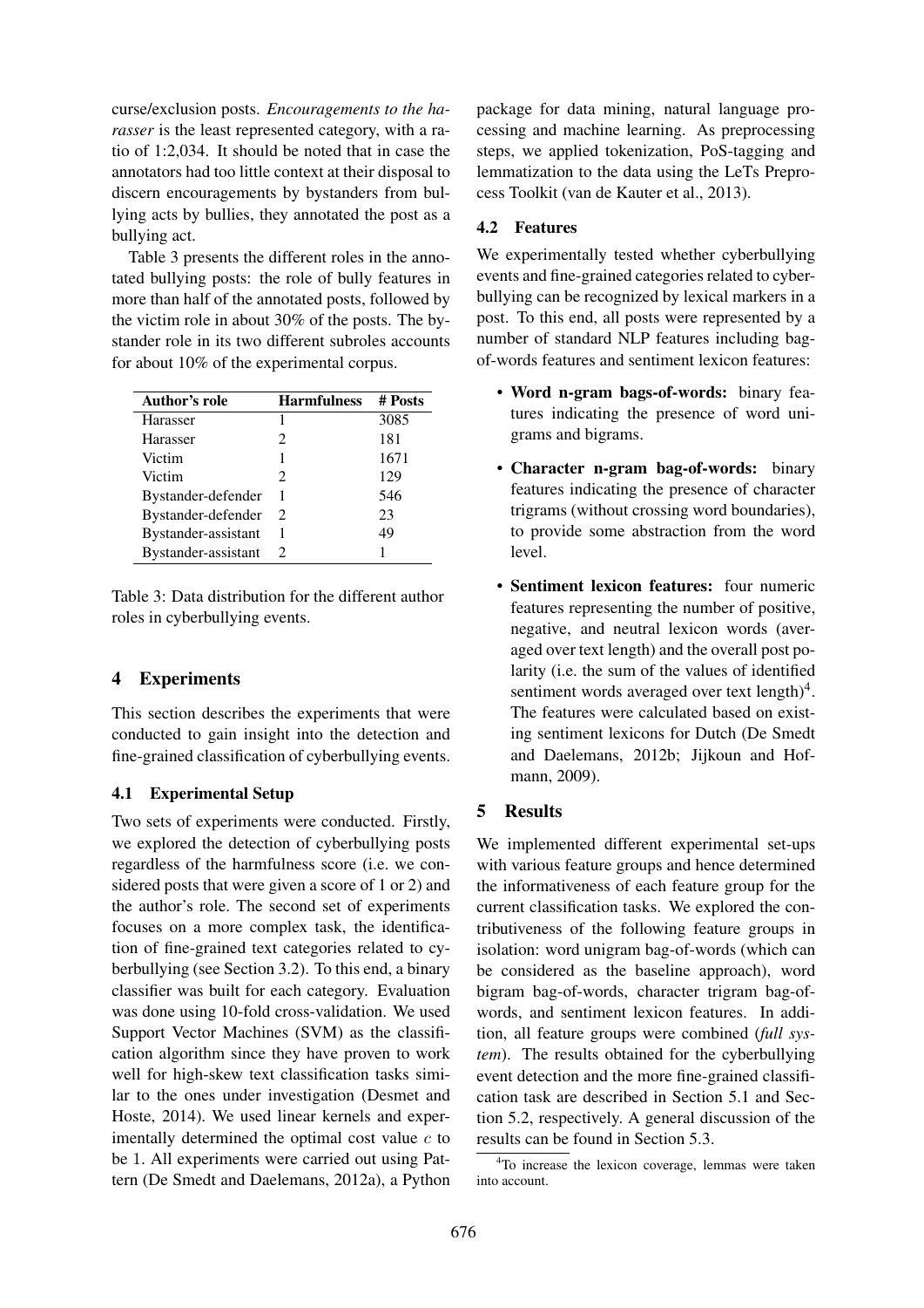curse/exclusion posts. *Encouragements to the harasser* is the least represented category, with a ratio of 1:2,034. It should be noted that in case the annotators had too little context at their disposal to discern encouragements by bystanders from bullying acts by bullies, they annotated the post as a bullying act.

Table 3 presents the different roles in the annotated bullying posts: the role of bully features in more than half of the annotated posts, followed by the victim role in about 30% of the posts. The bystander role in its two different subroles accounts for about 10% of the experimental corpus.

| Author's role | Harmfulness | # Posts |
|---|---|---|
| Harasser | 1 | 3085 |
| Harasser | 2 | 181 |
| Victim | 1 | 1671 |
| Victim | 2 | 129 |
| Bystander-defender | 1 | 546 |
| Bystander-defender | 2 | 23 |
| Bystander-assistant | 1 | 49 |
| Bystander-assistant | 2 | 1 |

Table 3: Data distribution for the different author roles in cyberbullying events.

## 4 Experiments

This section describes the experiments that were conducted to gain insight into the detection and fine-grained classification of cyberbullying events.

### 4.1 Experimental Setup

Two sets of experiments were conducted. Firstly, we explored the detection of cyberbullying posts regardless of the harmfulness score (i.e. we considered posts that were given a score of 1 or 2) and the author's role. The second set of experiments focuses on a more complex task, the identification of fine-grained text categories related to cyberbullying (see Section 3.2). To this end, a binary classifier was built for each category. Evaluation was done using 10-fold cross-validation. We used Support Vector Machines (SVM) as the classification algorithm since they have proven to work well for high-skew text classification tasks similar to the ones under investigation (Desmet and Hoste, 2014). We used linear kernels and experimentally determined the optimal cost value $c$ to be 1. All experiments were carried out using Pattern (De Smedt and Daelemans, 2012a), a Python package for data mining, natural language processing and machine learning. As preprocessing steps, we applied tokenization, PoS-tagging and lemmatization to the data using the LeTs Preprocess Toolkit (van de Kauter et al., 2013).

### 4.2 Features

We experimentally tested whether cyberbullying events and fine-grained categories related to cyberbullying can be recognized by lexical markers in a post. To this end, all posts were represented by a number of standard NLP features including bag-of-words features and sentiment lexicon features:

- **Word n-gram bags-of-words:** binary features indicating the presence of word unigrams and bigrams.
- **Character n-gram bag-of-words:** binary features indicating the presence of character trigrams (without crossing word boundaries), to provide some abstraction from the word level.
- **Sentiment lexicon features:** four numeric features representing the number of positive, negative, and neutral lexicon words (averaged over text length) and the overall post polarity (i.e. the sum of the values of identified sentiment words averaged over text length)[4]. The features were calculated based on existing sentiment lexicons for Dutch (De Smedt and Daelemans, 2012b; Jijkoun and Hofmann, 2009).

## 5 Results

We implemented different experimental set-ups with various feature groups and hence determined the informativeness of each feature group for the current classification tasks. We explored the contributiveness of the following feature groups in isolation: word unigram bag-of-words (which can be considered as the baseline approach), word bigram bag-of-words, character trigram bag-of-words, and sentiment lexicon features. In addition, all feature groups were combined (*full system*). The results obtained for the cyberbullying event detection and the more fine-grained classification task are described in Section 5.1 and Section 5.2, respectively. A general discussion of the results can be found in Section 5.3.

[4]To increase the lexicon coverage, lemmas were taken into account.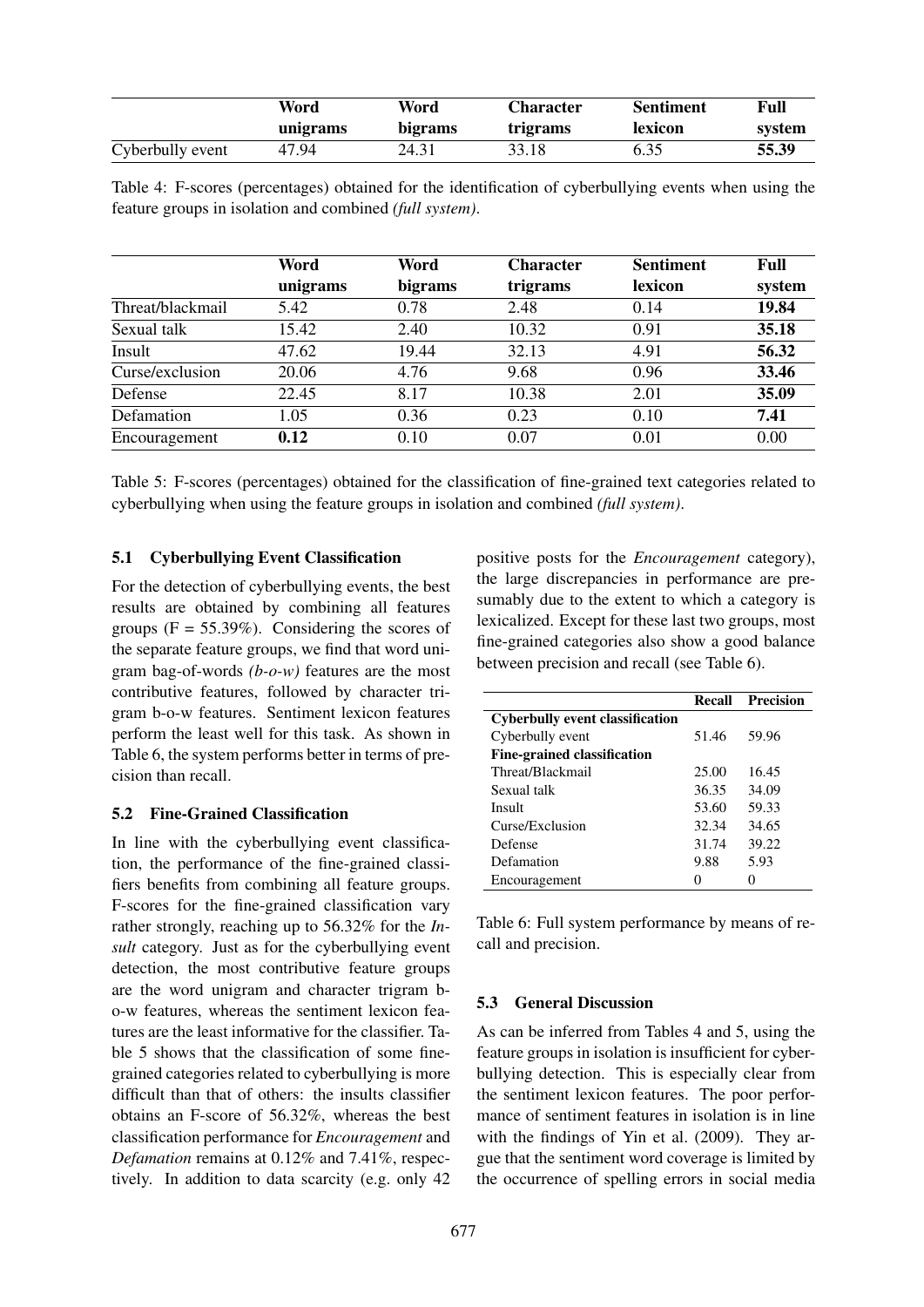| | Word unigrams | Word bigrams | Character trigrams | Sentiment lexicon | Full system |
|---|---|---|---|---|---|
| Cyberbully event | 47.94 | 24.31 | 33.18 | 6.35 | **55.39** |

Table 4: F-scores (percentages) obtained for the identification of cyberbullying events when using the feature groups in isolation and combined *(full system)*.

| | Word unigrams | Word bigrams | Character trigrams | Sentiment lexicon | Full system |
|---|---|---|---|---|---|
| Threat/blackmail | 5.42 | 0.78 | 2.48 | 0.14 | **19.84** |
| Sexual talk | 15.42 | 2.40 | 10.32 | 0.91 | **35.18** |
| Insult | 47.62 | 19.44 | 32.13 | 4.91 | **56.32** |
| Curse/exclusion | 20.06 | 4.76 | 9.68 | 0.96 | **33.46** |
| Defense | 22.45 | 8.17 | 10.38 | 2.01 | **35.09** |
| Defamation | 1.05 | 0.36 | 0.23 | 0.10 | **7.41** |
| Encouragement | **0.12** | 0.10 | 0.07 | 0.01 | 0.00 |

Table 5: F-scores (percentages) obtained for the classification of fine-grained text categories related to cyberbullying when using the feature groups in isolation and combined *(full system)*.

### 5.1 Cyberbullying Event Classification

For the detection of cyberbullying events, the best results are obtained by combining all features groups (F = 55.39%). Considering the scores of the separate feature groups, we find that word unigram bag-of-words *(b-o-w)* features are the most contributive features, followed by character trigram b-o-w features. Sentiment lexicon features perform the least well for this task. As shown in Table 6, the system performs better in terms of precision than recall.

### 5.2 Fine-Grained Classification

In line with the cyberbullying event classification, the performance of the fine-grained classifiers benefits from combining all feature groups. F-scores for the fine-grained classification vary rather strongly, reaching up to 56.32% for the *Insult* category. Just as for the cyberbullying event detection, the most contributive feature groups are the word unigram and character trigram b-o-w features, whereas the sentiment lexicon features are the least informative for the classifier. Table 5 shows that the classification of some fine-grained categories related to cyberbullying is more difficult than that of others: the insults classifier obtains an F-score of 56.32%, whereas the best classification performance for *Encouragement* and *Defamation* remains at 0.12% and 7.41%, respectively. In addition to data scarcity (e.g. only 42 positive posts for the *Encouragement* category), the large discrepancies in performance are presumably due to the extent to which a category is lexicalized. Except for these last two groups, most fine-grained categories also show a good balance between precision and recall (see Table 6).

| | Recall | Precision |
|---|---|---|
| **Cyberbully event classification** | | |
| Cyberbully event | 51.46 | 59.96 |
| **Fine-grained classification** | | |
| Threat/Blackmail | 25.00 | 16.45 |
| Sexual talk | 36.35 | 34.09 |
| Insult | 53.60 | 59.33 |
| Curse/Exclusion | 32.34 | 34.65 |
| Defense | 31.74 | 39.22 |
| Defamation | 9.88 | 5.93 |
| Encouragement | 0 | 0 |

Table 6: Full system performance by means of recall and precision.

### 5.3 General Discussion

As can be inferred from Tables 4 and 5, using the feature groups in isolation is insufficient for cyberbullying detection. This is especially clear from the sentiment lexicon features. The poor performance of sentiment features in isolation is in line with the findings of Yin et al. (2009). They argue that the sentiment word coverage is limited by the occurrence of spelling errors in social media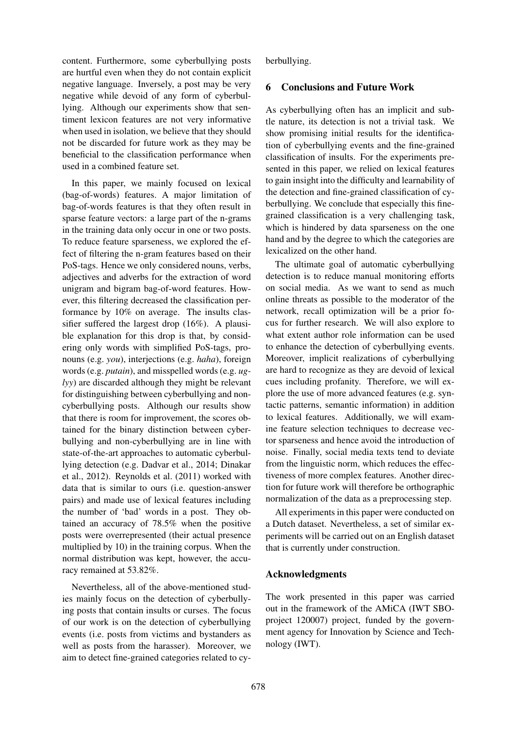content. Furthermore, some cyberbullying posts are hurtful even when they do not contain explicit negative language. Inversely, a post may be very negative while devoid of any form of cyberbullying. Although our experiments show that sentiment lexicon features are not very informative when used in isolation, we believe that they should not be discarded for future work as they may be beneficial to the classification performance when used in a combined feature set.

In this paper, we mainly focused on lexical (bag-of-words) features. A major limitation of bag-of-words features is that they often result in sparse feature vectors: a large part of the n-grams in the training data only occur in one or two posts. To reduce feature sparseness, we explored the effect of filtering the n-gram features based on their PoS-tags. Hence we only considered nouns, verbs, adjectives and adverbs for the extraction of word unigram and bigram bag-of-word features. However, this filtering decreased the classification performance by 10% on average. The insults classifier suffered the largest drop (16%). A plausible explanation for this drop is that, by considering only words with simplified PoS-tags, pronouns (e.g. *you*), interjections (e.g. *haha*), foreign words (e.g. *putain*), and misspelled words (e.g. *uglyy*) are discarded although they might be relevant for distinguishing between cyberbullying and non-cyberbullying posts. Although our results show that there is room for improvement, the scores obtained for the binary distinction between cyberbullying and non-cyberbullying are in line with state-of-the-art approaches to automatic cyberbullying detection (e.g. Dadvar et al., 2014; Dinakar et al., 2012). Reynolds et al. (2011) worked with data that is similar to ours (i.e. question-answer pairs) and made use of lexical features including the number of 'bad' words in a post. They obtained an accuracy of 78.5% when the positive posts were overrepresented (their actual presence multiplied by 10) in the training corpus. When the normal distribution was kept, however, the accuracy remained at 53.82%.

Nevertheless, all of the above-mentioned studies mainly focus on the detection of cyberbullying posts that contain insults or curses. The focus of our work is on the detection of cyberbullying events (i.e. posts from victims and bystanders as well as posts from the harasser). Moreover, we aim to detect fine-grained categories related to cyberbullying.

## 6 Conclusions and Future Work

As cyberbullying often has an implicit and subtle nature, its detection is not a trivial task. We show promising initial results for the identification of cyberbullying events and the fine-grained classification of insults. For the experiments presented in this paper, we relied on lexical features to gain insight into the difficulty and learnability of the detection and fine-grained classification of cyberbullying. We conclude that especially this fine-grained classification is a very challenging task, which is hindered by data sparseness on the one hand and by the degree to which the categories are lexicalized on the other hand.

The ultimate goal of automatic cyberbullying detection is to reduce manual monitoring efforts on social media. As we want to send as much online threats as possible to the moderator of the network, recall optimization will be a prior focus for further research. We will also explore to what extent author role information can be used to enhance the detection of cyberbullying events. Moreover, implicit realizations of cyberbullying are hard to recognize as they are devoid of lexical cues including profanity. Therefore, we will explore the use of more advanced features (e.g. syntactic patterns, semantic information) in addition to lexical features. Additionally, we will examine feature selection techniques to decrease vector sparseness and hence avoid the introduction of noise. Finally, social media texts tend to deviate from the linguistic norm, which reduces the effectiveness of more complex features. Another direction for future work will therefore be orthographic normalization of the data as a preprocessing step.

All experiments in this paper were conducted on a Dutch dataset. Nevertheless, a set of similar experiments will be carried out on an English dataset that is currently under construction.

## Acknowledgments

The work presented in this paper was carried out in the framework of the AMiCA (IWT SBO-project 120007) project, funded by the government agency for Innovation by Science and Technology (IWT).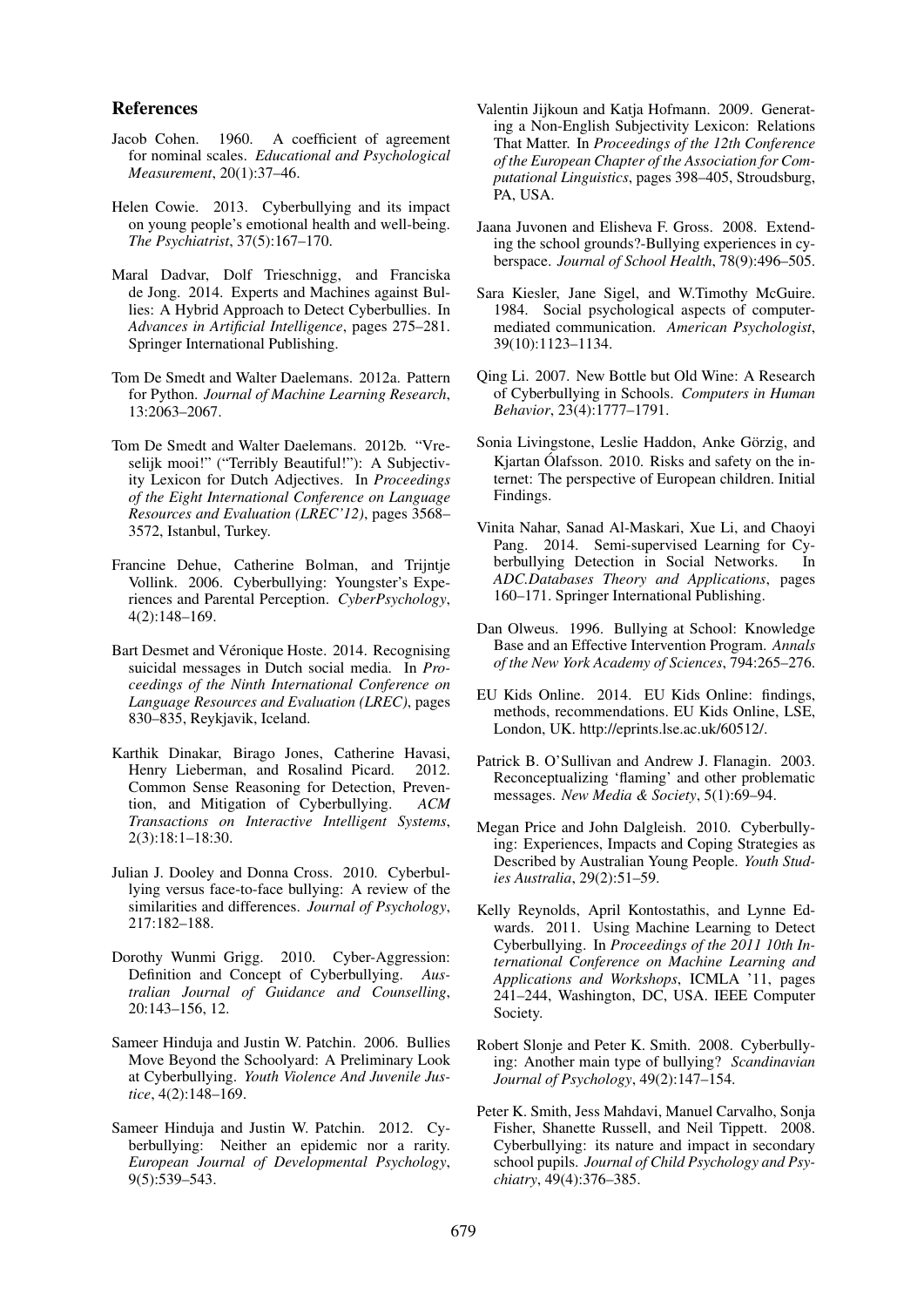## References

Jacob Cohen. 1960. A coefficient of agreement for nominal scales. *Educational and Psychological Measurement*, 20(1):37–46.

Helen Cowie. 2013. Cyberbullying and its impact on young people's emotional health and well-being. *The Psychiatrist*, 37(5):167–170.

Maral Dadvar, Dolf Trieschnigg, and Franciska de Jong. 2014. Experts and Machines against Bullies: A Hybrid Approach to Detect Cyberbullies. In *Advances in Artificial Intelligence*, pages 275–281. Springer International Publishing.

Tom De Smedt and Walter Daelemans. 2012a. Pattern for Python. *Journal of Machine Learning Research*, 13:2063–2067.

Tom De Smedt and Walter Daelemans. 2012b. "Vreselijk mooi!" ("Terribly Beautiful!"): A Subjectivity Lexicon for Dutch Adjectives. In *Proceedings of the Eight International Conference on Language Resources and Evaluation (LREC'12)*, pages 3568–3572, Istanbul, Turkey.

Francine Dehue, Catherine Bolman, and Trijntje Vollink. 2006. Cyberbullying: Youngster's Experiences and Parental Perception. *CyberPsychology*, 4(2):148–169.

Bart Desmet and Véronique Hoste. 2014. Recognising suicidal messages in Dutch social media. In *Proceedings of the Ninth International Conference on Language Resources and Evaluation (LREC)*, pages 830–835, Reykjavik, Iceland.

Karthik Dinakar, Birago Jones, Catherine Havasi, Henry Lieberman, and Rosalind Picard. 2012. Common Sense Reasoning for Detection, Prevention, and Mitigation of Cyberbullying. *ACM Transactions on Interactive Intelligent Systems*, 2(3):18:1–18:30.

Julian J. Dooley and Donna Cross. 2010. Cyberbullying versus face-to-face bullying: A review of the similarities and differences. *Journal of Psychology*, 217:182–188.

Dorothy Wunmi Grigg. 2010. Cyber-Aggression: Definition and Concept of Cyberbullying. *Australian Journal of Guidance and Counselling*, 20:143–156, 12.

Sameer Hinduja and Justin W. Patchin. 2006. Bullies Move Beyond the Schoolyard: A Preliminary Look at Cyberbullying. *Youth Violence And Juvenile Justice*, 4(2):148–169.

Sameer Hinduja and Justin W. Patchin. 2012. Cyberbullying: Neither an epidemic nor a rarity. *European Journal of Developmental Psychology*, 9(5):539–543.

Valentin Jijkoun and Katja Hofmann. 2009. Generating a Non-English Subjectivity Lexicon: Relations That Matter. In *Proceedings of the 12th Conference of the European Chapter of the Association for Computational Linguistics*, pages 398–405, Stroudsburg, PA, USA.

Jaana Juvonen and Elisheva F. Gross. 2008. Extending the school grounds?-Bullying experiences in cyberspace. *Journal of School Health*, 78(9):496–505.

Sara Kiesler, Jane Sigel, and W.Timothy McGuire. 1984. Social psychological aspects of computer-mediated communication. *American Psychologist*, 39(10):1123–1134.

Qing Li. 2007. New Bottle but Old Wine: A Research of Cyberbullying in Schools. *Computers in Human Behavior*, 23(4):1777–1791.

Sonia Livingstone, Leslie Haddon, Anke Görzig, and Kjartan Ólafsson. 2010. Risks and safety on the internet: The perspective of European children. Initial Findings.

Vinita Nahar, Sanad Al-Maskari, Xue Li, and Chaoyi Pang. 2014. Semi-supervised Learning for Cyberbullying Detection in Social Networks. In *ADC.Databases Theory and Applications*, pages 160–171. Springer International Publishing.

Dan Olweus. 1996. Bullying at School: Knowledge Base and an Effective Intervention Program. *Annals of the New York Academy of Sciences*, 794:265–276.

EU Kids Online. 2014. EU Kids Online: findings, methods, recommendations. EU Kids Online, LSE, London, UK. http://eprints.lse.ac.uk/60512/.

Patrick B. O'Sullivan and Andrew J. Flanagin. 2003. Reconceptualizing 'flaming' and other problematic messages. *New Media & Society*, 5(1):69–94.

Megan Price and John Dalgleish. 2010. Cyberbullying: Experiences, Impacts and Coping Strategies as Described by Australian Young People. *Youth Studies Australia*, 29(2):51–59.

Kelly Reynolds, April Kontostathis, and Lynne Edwards. 2011. Using Machine Learning to Detect Cyberbullying. In *Proceedings of the 2011 10th International Conference on Machine Learning and Applications and Workshops*, ICMLA '11, pages 241–244, Washington, DC, USA. IEEE Computer Society.

Robert Slonje and Peter K. Smith. 2008. Cyberbullying: Another main type of bullying? *Scandinavian Journal of Psychology*, 49(2):147–154.

Peter K. Smith, Jess Mahdavi, Manuel Carvalho, Sonja Fisher, Shanette Russell, and Neil Tippett. 2008. Cyberbullying: its nature and impact in secondary school pupils. *Journal of Child Psychology and Psychiatry*, 49(4):376–385.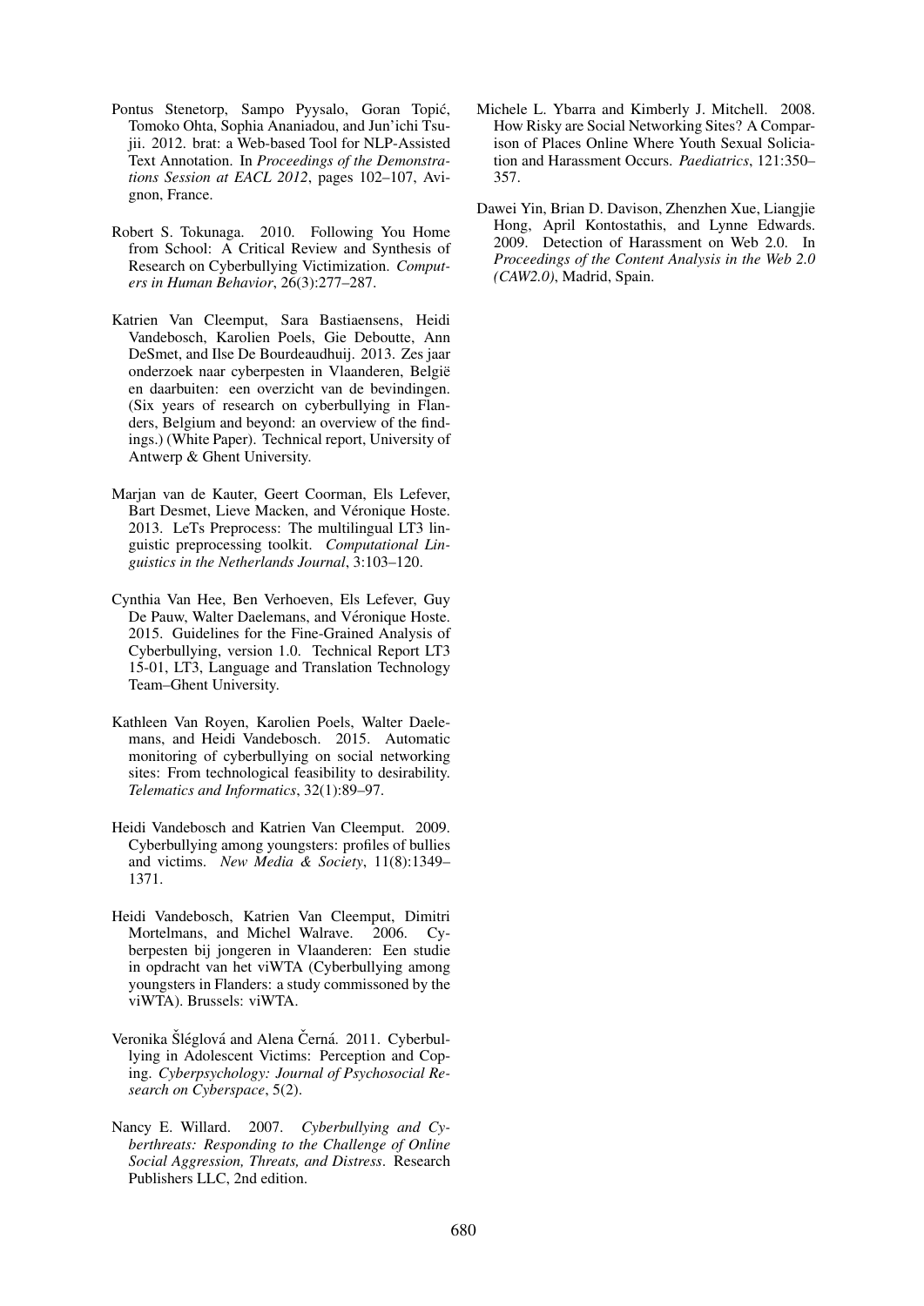Pontus Stenetorp, Sampo Pyysalo, Goran Topić, Tomoko Ohta, Sophia Ananiadou, and Jun'ichi Tsujii. 2012. brat: a Web-based Tool for NLP-Assisted Text Annotation. In *Proceedings of the Demonstrations Session at EACL 2012*, pages 102–107, Avignon, France.

Robert S. Tokunaga. 2010. Following You Home from School: A Critical Review and Synthesis of Research on Cyberbullying Victimization. *Computers in Human Behavior*, 26(3):277–287.

Katrien Van Cleemput, Sara Bastiaensens, Heidi Vandebosch, Karolien Poels, Gie Deboutte, Ann DeSmet, and Ilse De Bourdeaudhuij. 2013. Zes jaar onderzoek naar cyberpesten in Vlaanderen, België en daarbuiten: een overzicht van de bevindingen. (Six years of research on cyberbullying in Flanders, Belgium and beyond: an overview of the findings.) (White Paper). Technical report, University of Antwerp & Ghent University.

Marjan van de Kauter, Geert Coorman, Els Lefever, Bart Desmet, Lieve Macken, and Véronique Hoste. 2013. LeTs Preprocess: The multilingual LT3 linguistic preprocessing toolkit. *Computational Linguistics in the Netherlands Journal*, 3:103–120.

Cynthia Van Hee, Ben Verhoeven, Els Lefever, Guy De Pauw, Walter Daelemans, and Véronique Hoste. 2015. Guidelines for the Fine-Grained Analysis of Cyberbullying, version 1.0. Technical Report LT3 15-01, LT3, Language and Translation Technology Team–Ghent University.

Kathleen Van Royen, Karolien Poels, Walter Daelemans, and Heidi Vandebosch. 2015. Automatic monitoring of cyberbullying on social networking sites: From technological feasibility to desirability. *Telematics and Informatics*, 32(1):89–97.

Heidi Vandebosch and Katrien Van Cleemput. 2009. Cyberbullying among youngsters: profiles of bullies and victims. *New Media & Society*, 11(8):1349–1371.

Heidi Vandebosch, Katrien Van Cleemput, Dimitri Mortelmans, and Michel Walrave. 2006. Cyberpesten bij jongeren in Vlaanderen: Een studie in opdracht van het viWTA (Cyberbullying among youngsters in Flanders: a study commissoned by the viWTA). Brussels: viWTA.

Veronika Šléglová and Alena Černá. 2011. Cyberbullying in Adolescent Victims: Perception and Coping. *Cyberpsychology: Journal of Psychosocial Research on Cyberspace*, 5(2).

Nancy E. Willard. 2007. *Cyberbullying and Cyberthreats: Responding to the Challenge of Online Social Aggression, Threats, and Distress*. Research Publishers LLC, 2nd edition.

Michele L. Ybarra and Kimberly J. Mitchell. 2008. How Risky are Social Networking Sites? A Comparison of Places Online Where Youth Sexual Solicitation and Harassment Occurs. *Paediatrics*, 121:350–357.

Dawei Yin, Brian D. Davison, Zhenzhen Xue, Liangjie Hong, April Kontostathis, and Lynne Edwards. 2009. Detection of Harassment on Web 2.0. In *Proceedings of the Content Analysis in the Web 2.0 (CAW2.0)*, Madrid, Spain.